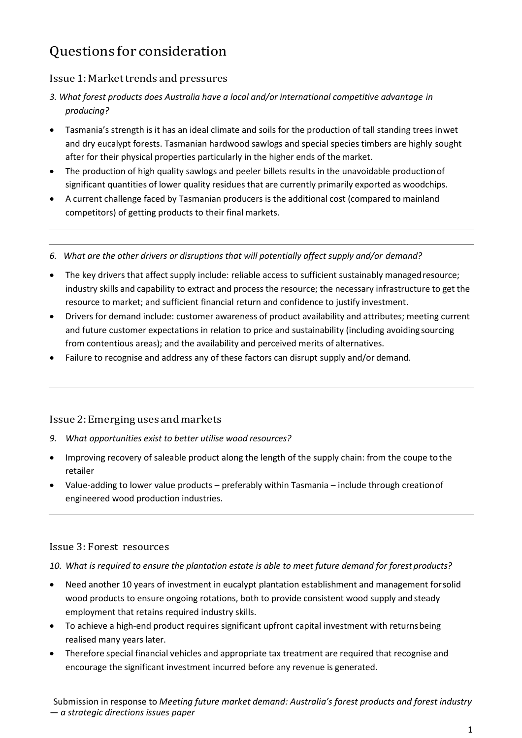# Questions for consideration

## Issue 1: Market trends and pressures

*3. What forest products does Australia have a local and/or international competitive advantage in producing?*

- Tasmania's strength is it has an ideal climate and soils for the production of tall standing trees in wet and dry eucalypt forests. Tasmanian hardwood sawlogs and special species timbers are highly sought after for their physical properties particularly in the higher ends of the market.
- The production of high quality sawlogs and peeler billets results in the unavoidable production of significant quantities of lower quality residues that are currently primarily exported as woodchips.
- A current challenge faced by Tasmanian producers is the additional cost (compared to mainland competitors) of getting products to their final markets.

---

*6. What are the other drivers or disruptions that will potentially affect supply and/or demand?*

- The key drivers that affect supply include: reliable access to sufficient sustainably managed resource; industry skills and capability to extract and process the resource; the necessary infrastructure to get the resource to market; and sufficient financial return and confidence to justify investment.
- Drivers for demand include: customer awareness of product availability and attributes; meeting current and future customer expectations in relation to price and sustainability (including avoiding sourcing from contentious areas); and the availability and perceived merits of alternatives.
- Failure to recognise and address any of these factors can disrupt supply and/or demand.

---

## Issue 2: Emerging uses and markets

*9. What opportunities exist to better utilise wood resources?*

- Improving recovery of saleable product along the length of the supply chain: from the coupe to the retailer
- Value-adding to lower value products – preferably within Tasmania – include through creation of engineered wood production industries.

---

## Issue 3: Forest resources

*10. What is required to ensure the plantation estate is able to meet future demand for forest products?*

- Need another 10 years of investment in eucalypt plantation establishment and management for solid wood products to ensure ongoing rotations, both to provide consistent wood supply and steady employment that retains required industry skills.
- To achieve a high-end product requires significant upfront capital investment with returns being realised many years later.
- Therefore special financial vehicles and appropriate tax treatment are required that recognise and encourage the significant investment incurred before any revenue is generated.

Submission in response to *Meeting future market demand: Australia's forest products and forest industry — a strategic directions issues paper*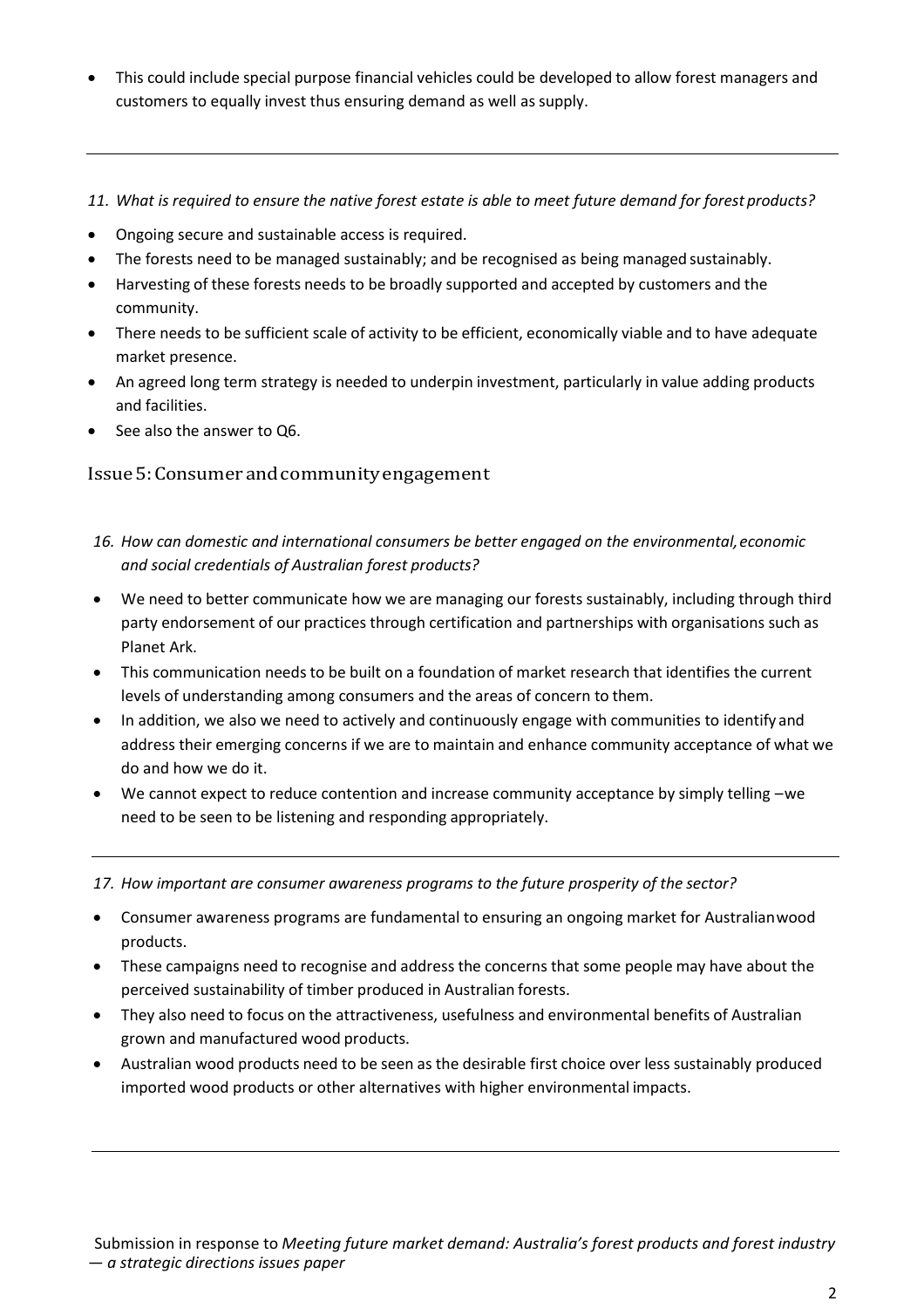- This could include special purpose financial vehicles could be developed to allow forest managers and customers to equally invest thus ensuring demand as well as supply.

---

*11. What is required to ensure the native forest estate is able to meet future demand for forest products?*

- Ongoing secure and sustainable access is required.
- The forests need to be managed sustainably; and be recognised as being managed sustainably.
- Harvesting of these forests needs to be broadly supported and accepted by customers and the community.
- There needs to be sufficient scale of activity to be efficient, economically viable and to have adequate market presence.
- An agreed long term strategy is needed to underpin investment, particularly in value adding products and facilities.
- See also the answer to Q6.

## Issue 5: Consumer and community engagement

*16. How can domestic and international consumers be better engaged on the environmental, economic and social credentials of Australian forest products?*

- We need to better communicate how we are managing our forests sustainably, including through third party endorsement of our practices through certification and partnerships with organisations such as Planet Ark.
- This communication needs to be built on a foundation of market research that identifies the current levels of understanding among consumers and the areas of concern to them.
- In addition, we also we need to actively and continuously engage with communities to identify and address their emerging concerns if we are to maintain and enhance community acceptance of what we do and how we do it.
- We cannot expect to reduce contention and increase community acceptance by simply telling –we need to be seen to be listening and responding appropriately.

---

*17. How important are consumer awareness programs to the future prosperity of the sector?*

- Consumer awareness programs are fundamental to ensuring an ongoing market for Australian wood products.
- These campaigns need to recognise and address the concerns that some people may have about the perceived sustainability of timber produced in Australian forests.
- They also need to focus on the attractiveness, usefulness and environmental benefits of Australian grown and manufactured wood products.
- Australian wood products need to be seen as the desirable first choice over less sustainably produced imported wood products or other alternatives with higher environmental impacts.

---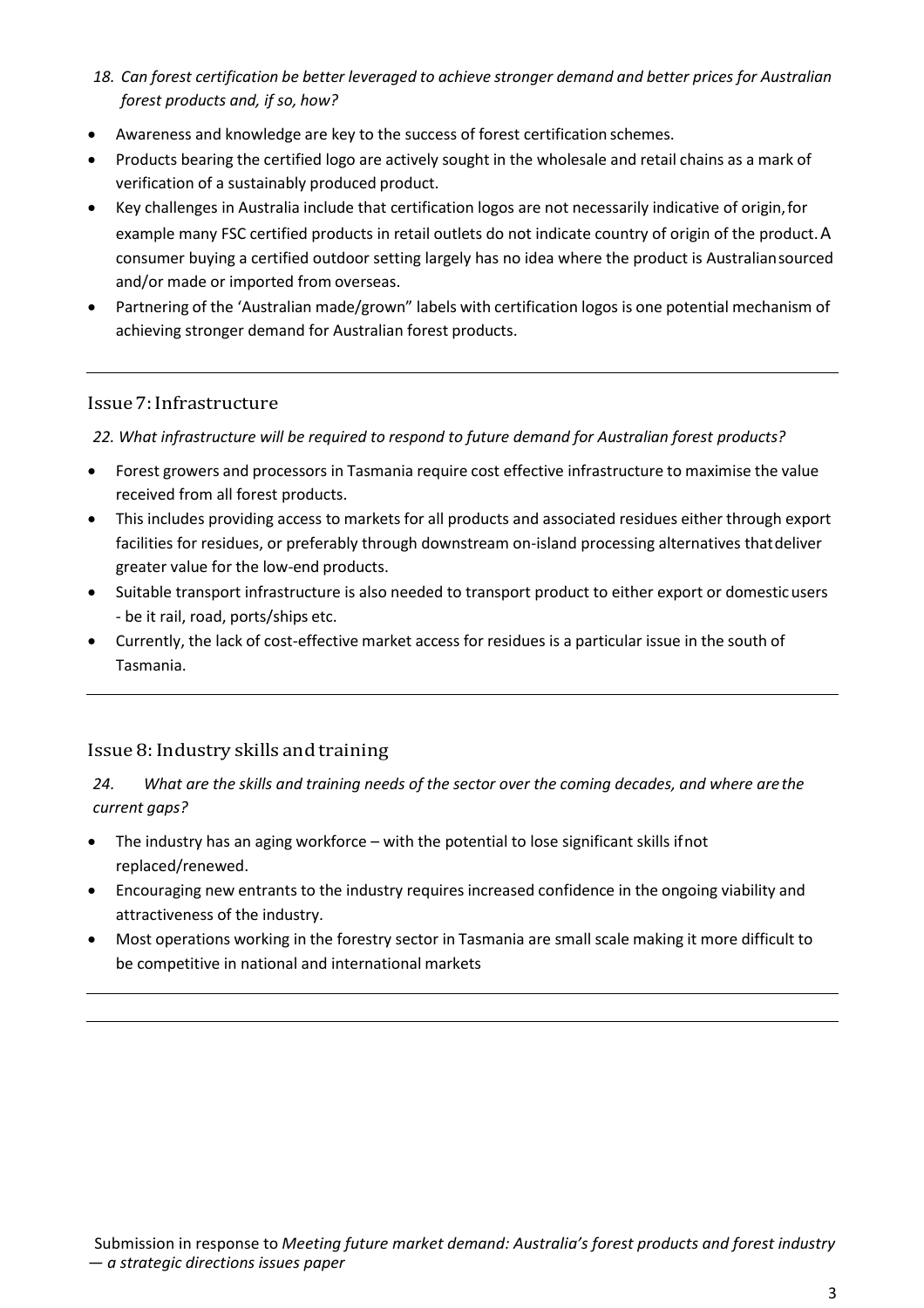*18. Can forest certification be better leveraged to achieve stronger demand and better prices for Australian forest products and, if so, how?*

- Awareness and knowledge are key to the success of forest certification schemes.
- Products bearing the certified logo are actively sought in the wholesale and retail chains as a mark of verification of a sustainably produced product.
- Key challenges in Australia include that certification logos are not necessarily indicative of origin, for example many FSC certified products in retail outlets do not indicate country of origin of the product. A consumer buying a certified outdoor setting largely has no idea where the product is Australian sourced and/or made or imported from overseas.
- Partnering of the 'Australian made/grown" labels with certification logos is one potential mechanism of achieving stronger demand for Australian forest products.

---

## Issue 7: Infrastructure

*22. What infrastructure will be required to respond to future demand for Australian forest products?*

- Forest growers and processors in Tasmania require cost effective infrastructure to maximise the value received from all forest products.
- This includes providing access to markets for all products and associated residues either through export facilities for residues, or preferably through downstream on-island processing alternatives that deliver greater value for the low-end products.
- Suitable transport infrastructure is also needed to transport product to either export or domestic users - be it rail, road, ports/ships etc.
- Currently, the lack of cost-effective market access for residues is a particular issue in the south of Tasmania.

---

## Issue 8: Industry skills and training

*24. What are the skills and training needs of the sector over the coming decades, and where are the current gaps?*

- The industry has an aging workforce – with the potential to lose significant skills if not replaced/renewed.
- Encouraging new entrants to the industry requires increased confidence in the ongoing viability and attractiveness of the industry.
- Most operations working in the forestry sector in Tasmania are small scale making it more difficult to be competitive in national and international markets

---

---

Submission in response to *Meeting future market demand: Australia's forest products and forest industry — a strategic directions issues paper*